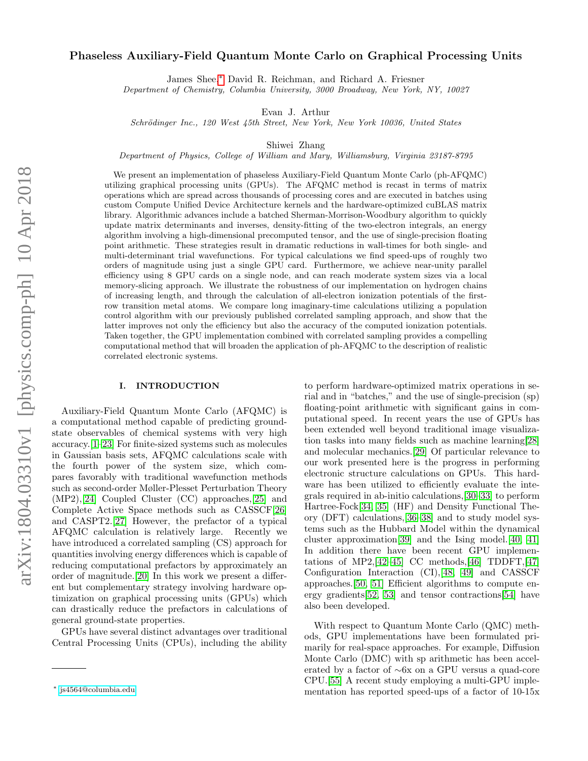# Phaseless Auxiliary-Field Quantum Monte Carlo on Graphical Processing Units

James Shee,[*] David R. Reichman, and Richard A. Friesner
*Department of Chemistry, Columbia University, 3000 Broadway, New York, NY, 10027*

Evan J. Arthur
*Schrödinger Inc., 120 West 45th Street, New York, New York 10036, United States*

Shiwei Zhang
*Department of Physics, College of William and Mary, Williamsburg, Virginia 23187-8795*

We present an implementation of phaseless Auxiliary-Field Quantum Monte Carlo (ph-AFQMC) utilizing graphical processing units (GPUs). The AFQMC method is recast in terms of matrix operations which are spread across thousands of processing cores and are executed in batches using custom Compute Unified Device Architecture kernels and the hardware-optimized cuBLAS matrix library. Algorithmic advances include a batched Sherman-Morrison-Woodbury algorithm to quickly update matrix determinants and inverses, density-fitting of the two-electron integrals, an energy algorithm involving a high-dimensional precomputed tensor, and the use of single-precision floating point arithmetic. These strategies result in dramatic reductions in wall-times for both single- and multi-determinant trial wavefunctions. For typical calculations we find speed-ups of roughly two orders of magnitude using just a single GPU card. Furthermore, we achieve near-unity parallel efficiency using 8 GPU cards on a single node, and can reach moderate system sizes via a local memory-slicing approach. We illustrate the robustness of our implementation on hydrogen chains of increasing length, and through the calculation of all-electron ionization potentials of the first-row transition metal atoms. We compare long imaginary-time calculations utilizing a population control algorithm with our previously published correlated sampling approach, and show that the latter improves not only the efficiency but also the accuracy of the computed ionization potentials. Taken together, the GPU implementation combined with correlated sampling provides a compelling computational method that will broaden the application of ph-AFQMC to the description of realistic correlated electronic systems.

## I. INTRODUCTION

Auxiliary-Field Quantum Monte Carlo (AFQMC) is a computational method capable of predicting ground-state observables of chemical systems with very high accuracy.[1–23] For finite-sized systems such as molecules in Gaussian basis sets, AFQMC calculations scale with the fourth power of the system size, which compares favorably with traditional wavefunction methods such as second-order Møller-Plesset Perturbation Theory (MP2),[24] Coupled Cluster (CC) approaches,[25] and Complete Active Space methods such as CASSCF[26] and CASPT2.[27] However, the prefactor of a typical AFQMC calculation is relatively large. Recently we have introduced a correlated sampling (CS) approach for quantities involving energy differences which is capable of reducing computational prefactors by approximately an order of magnitude.[20] In this work we present a different but complementary strategy involving hardware optimization on graphical processing units (GPUs) which can drastically reduce the prefactors in calculations of general ground-state properties.

GPUs have several distinct advantages over traditional Central Processing Units (CPUs), including the ability to perform hardware-optimized matrix operations in serial and in "batches," and the use of single-precision (sp) floating-point arithmetic with significant gains in computational speed. In recent years the use of GPUs has been extended well beyond traditional image visualization tasks into many fields such as machine learning[28] and molecular mechanics.[29] Of particular relevance to our work presented here is the progress in performing electronic structure calculations on GPUs. This hardware has been utilized to efficiently evaluate the integrals required in ab-initio calculations,[30–33] to perform Hartree-Fock[34, 35] (HF) and Density Functional Theory (DFT) calculations,[36–38] and to study model systems such as the Hubbard Model within the dynamical cluster approximation[39] and the Ising model.[40, 41] In addition there have been recent GPU implementations of MP2,[42–45] CC methods,[46] TDDFT,[47] Configuration Interaction (CI),[48, 49] and CASSCF approaches.[50, 51] Efficient algorithms to compute energy gradients[52, 53] and tensor contractions[54] have also been developed.

With respect to Quantum Monte Carlo (QMC) methods, GPU implementations have been formulated primarily for real-space approaches. For example, Diffusion Monte Carlo (DMC) with sp arithmetic has been accelerated by a factor of ∼6x on a GPU versus a quad-core CPU.[55] A recent study employing a multi-GPU implementation has reported speed-ups of a factor of 10-15x

[*] js4564@columbia.edu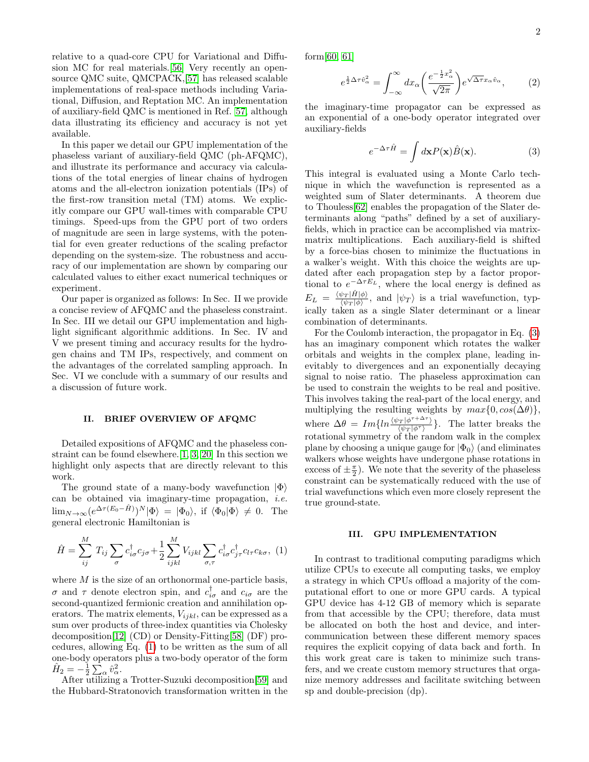relative to a quad-core CPU for Variational and Diffusion MC for real materials.[56] Very recently an open-source QMC suite, QMCPACK,[57] has released scalable implementations of real-space methods including Variational, Diffusion, and Reptation MC. An implementation of auxiliary-field QMC is mentioned in Ref. [57] although data illustrating its efficiency and accuracy is not yet available.

In this paper we detail our GPU implementation of the phaseless variant of auxiliary-field QMC (ph-AFQMC), and illustrate its performance and accuracy via calculations of the total energies of linear chains of hydrogen atoms and the all-electron ionization potentials (IPs) of the first-row transition metal (TM) atoms. We explicitly compare our GPU wall-times with comparable CPU timings. Speed-ups from the GPU port of two orders of magnitude are seen in large systems, with the potential for even greater reductions of the scaling prefactor depending on the system-size. The robustness and accuracy of our implementation are shown by comparing our calculated values to either exact numerical techniques or experiment.

Our paper is organized as follows: In Sec. II we provide a concise review of AFQMC and the phaseless constraint. In Sec. III we detail our GPU implementation and highlight significant algorithmic additions. In Sec. IV and V we present timing and accuracy results for the hydrogen chains and TM IPs, respectively, and comment on the advantages of the correlated sampling approach. In Sec. VI we conclude with a summary of our results and a discussion of future work.

## II. BRIEF OVERVIEW OF AFQMC

Detailed expositions of AFQMC and the phaseless constraint can be found elsewhere.[1, 3, 20] In this section we highlight only aspects that are directly relevant to this work.

The ground state of a many-body wavefunction $|\Phi\rangle$ can be obtained via imaginary-time propagation, *i.e.* $\lim_{N\to\infty}(e^{\Delta\tau(E_0-\hat{H})})^N|\Phi\rangle = |\Phi_0\rangle$, if $\langle\Phi_0|\Phi\rangle \neq 0$. The general electronic Hamiltonian is

$$\hat{H} = \sum_{ij}^{M} T_{ij} \sum_{\sigma} c_{i\sigma}^{\dagger} c_{j\sigma} + \frac{1}{2} \sum_{ijkl}^{M} V_{ijkl} \sum_{\sigma,\tau} c_{i\sigma}^{\dagger} c_{j\tau}^{\dagger} c_{l\tau} c_{k\sigma}, \quad (1)$$

where $M$ is the size of an orthonormal one-particle basis, $\sigma$ and $\tau$ denote electron spin, and $c_{i\sigma}^{\dagger}$ and $c_{i\sigma}$ are the second-quantized fermionic creation and annihilation operators. The matrix elements, $V_{ijkl}$, can be expressed as a sum over products of three-index quantities via Cholesky decomposition[12] (CD) or Density-Fitting[58] (DF) procedures, allowing Eq. (1) to be written as the sum of all one-body operators plus a two-body operator of the form $\hat{H}_2 = -\frac{1}{2}\sum_{\alpha}\hat{v}_{\alpha}^2$.

After utilizing a Trotter-Suzuki decomposition[59] and the Hubbard-Stratonovich transformation written in the form[60, 61]

$$e^{\frac{1}{2}\Delta\tau\hat{v}_{\alpha}^2} = \int_{-\infty}^{\infty} dx_{\alpha} \left( \frac{e^{-\frac{1}{2}x_{\alpha}^2}}{\sqrt{2\pi}} \right) e^{\sqrt{\Delta\tau}x_{\alpha}\hat{v}_{\alpha}}, \quad (2)$$

the imaginary-time propagator can be expressed as an exponential of a one-body operator integrated over auxiliary-fields

$$e^{-\Delta\tau\hat{H}} = \int d\mathbf{x} P(\mathbf{x}) \hat{B}(\mathbf{x}). \quad (3)$$

This integral is evaluated using a Monte Carlo technique in which the wavefunction is represented as a weighted sum of Slater determinants. A theorem due to Thouless[62] enables the propagation of the Slater determinants along "paths" defined by a set of auxiliary-fields, which in practice can be accomplished via matrix-matrix multiplications. Each auxiliary-field is shifted by a force-bias chosen to minimize the fluctuations in a walker's weight. With this choice the weights are updated after each propagation step by a factor proportional to $e^{-\Delta\tau E_L}$, where the local energy is defined as $E_L = \frac{\langle\psi_T|\hat{H}|\phi\rangle}{\langle\psi_T|\phi\rangle}$, and $|\psi_T\rangle$ is a trial wavefunction, typically taken as a single Slater determinant or a linear combination of determinants.

For the Coulomb interaction, the propagator in Eq. (3) has an imaginary component which rotates the walker orbitals and weights in the complex plane, leading inevitably to divergences and an exponentially decaying signal to noise ratio. The phaseless approximation can be used to constrain the weights to be real and positive. This involves taking the real-part of the local energy, and multiplying the resulting weights by $max\{0, cos(\Delta\theta)\}$, where $\Delta\theta = Im\{ln\frac{\langle\psi_T|\phi^{\tau+\Delta\tau}\rangle}{\langle\psi_T|\phi^{\tau}\rangle}\}$. The latter breaks the rotational symmetry of the random walk in the complex plane by choosing a unique gauge for $|\Phi_0\rangle$ (and eliminates walkers whose weights have undergone phase rotations in excess of $\pm\frac{\pi}{2}$). We note that the severity of the phaseless constraint can be systematically reduced with the use of trial wavefunctions which even more closely represent the true ground-state.

## III. GPU IMPLEMENTATION

In contrast to traditional computing paradigms which utilize CPUs to execute all computing tasks, we employ a strategy in which CPUs offload a majority of the computational effort to one or more GPU cards. A typical GPU device has 4-12 GB of memory which is separate from that accessible by the CPU; therefore, data must be allocated on both the host and device, and intercommunication between these different memory spaces requires the explicit copying of data back and forth. In this work great care is taken to minimize such transfers, and we create custom memory structures that organize memory addresses and facilitate switching between sp and double-precision (dp).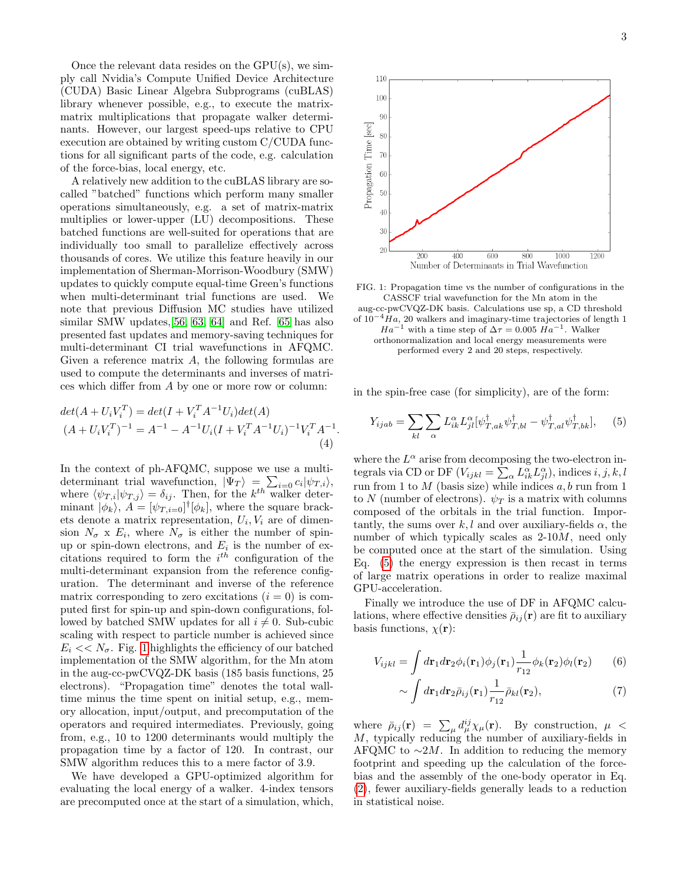Once the relevant data resides on the GPU(s), we simply call Nvidia's Compute Unified Device Architecture (CUDA) Basic Linear Algebra Subprograms (cuBLAS) library whenever possible, e.g., to execute the matrix-matrix multiplications that propagate walker determinants. However, our largest speed-ups relative to CPU execution are obtained by writing custom C/CUDA functions for all significant parts of the code, e.g. calculation of the force-bias, local energy, etc.

A relatively new addition to the cuBLAS library are so-called "batched" functions which perform many smaller operations simultaneously, e.g. a set of matrix-matrix multiplies or lower-upper (LU) decompositions. These batched functions are well-suited for operations that are individually too small to parallelize effectively across thousands of cores. We utilize this feature heavily in our implementation of Sherman-Morrison-Woodbury (SMW) updates to quickly compute equal-time Green's functions when multi-determinant trial functions are used. We note that previous Diffusion MC studies have utilized similar SMW updates,[56, 63, 64] and Ref. [65] has also presented fast updates and memory-saving techniques for multi-determinant CI trial wavefunctions in AFQMC. Given a reference matrix $A$, the following formulas are used to compute the determinants and inverses of matrices which differ from $A$ by one or more row or column:

$$
\begin{aligned}
det(A + U_i V_i^T) &= det(I + V_i^T A^{-1} U_i) det(A) \\
(A + U_i V_i^T)^{-1} &= A^{-1} - A^{-1} U_i (I + V_i^T A^{-1} U_i)^{-1} V_i^T A^{-1}.
\end{aligned}
\tag{4}
$$

In the context of ph-AFQMC, suppose we use a multi-determinant trial wavefunction, $|\Psi_T\rangle = \sum_{i=0} c_i |\psi_{T,i}\rangle$, where $\langle\psi_{T,i}|\psi_{T,j}\rangle = \delta_{ij}$. Then, for the $k^{th}$ walker determinant $|\phi_k\rangle$, $A = [\psi_{T,i=0}]^\dagger [\phi_k]$, where the square brackets denote a matrix representation, $U_i, V_i$ are of dimension $N_\sigma$ x $E_i$, where $N_\sigma$ is either the number of spin-up or spin-down electrons, and $E_i$ is the number of excitations required to form the $i^{th}$ configuration of the multi-determinant expansion from the reference configuration. The determinant and inverse of the reference matrix corresponding to zero excitations ($i = 0$) is computed first for spin-up and spin-down configurations, followed by batched SMW updates for all $i \neq 0$. Sub-cubic scaling with respect to particle number is achieved since $E_i << N_\sigma$. Fig. 1 highlights the efficiency of our batched implementation of the SMW algorithm, for the Mn atom in the aug-cc-pwCVQZ-DK basis (185 basis functions, 25 electrons). "Propagation time" denotes the total wall-time minus the time spent on initial setup, e.g., memory allocation, input/output, and precomputation of the operators and required intermediates. Previously, going from, e.g., 10 to 1200 determinants would multiply the propagation time by a factor of 120. In contrast, our SMW algorithm reduces this to a mere factor of 3.9.

We have developed a GPU-optimized algorithm for evaluating the local energy of a walker. 4-index tensors are precomputed once at the start of a simulation, which, in the spin-free case (for simplicity), are of the form:

FIG. 1: Propagation time vs the number of configurations in the CASSCF trial wavefunction for the Mn atom in the aug-cc-pwCVQZ-DK basis. Calculations use sp, a CD threshold of $10^{-4} Ha$, 20 walkers and imaginary-time trajectories of length 1 $Ha^{-1}$ with a time step of $\Delta\tau = 0.005$ $Ha^{-1}$. Walker orthonormalization and local energy measurements were performed every 2 and 20 steps, respectively.

$$
Y_{ijab} = \sum_{kl} \sum_{\alpha} L^\alpha_{ik} L^\alpha_{jl} [\psi^\dagger_{T,ak} \psi^\dagger_{T,bl} - \psi^\dagger_{T,al} \psi^\dagger_{T,bk}], \tag{5}
$$

where the $L^\alpha$ arise from decomposing the two-electron integrals via CD or DF ($V_{ijkl} = \sum_\alpha L^\alpha_{ik} L^\alpha_{jl}$), indices $i, j, k, l$ run from 1 to $M$ (basis size) while indices $a, b$ run from 1 to $N$ (number of electrons). $\psi_T$ is a matrix with columns composed of the orbitals in the trial function. Importantly, the sums over $k, l$ and over auxiliary-fields $\alpha$, the number of which typically scales as 2-10$M$, need only be computed once at the start of the simulation. Using Eq. (5) the energy expression is then recast in terms of large matrix operations in order to realize maximal GPU-acceleration.

Finally we introduce the use of DF in AFQMC calculations, where effective densities $\bar{\rho}_{ij}(\mathbf{r})$ are fit to auxiliary basis functions, $\chi(\mathbf{r})$:

$$
V_{ijkl} = \int d\mathbf{r}_1 d\mathbf{r}_2 \phi_i(\mathbf{r}_1)\phi_j(\mathbf{r}_1) \frac{1}{r_{12}} \phi_k(\mathbf{r}_2)\phi_l(\mathbf{r}_2) \tag{6}
$$

$$
\sim \int d\mathbf{r}_1 d\mathbf{r}_2 \bar{\rho}_{ij}(\mathbf{r}_1) \frac{1}{r_{12}} \bar{\rho}_{kl}(\mathbf{r}_2), \tag{7}
$$

where $\bar{\rho}_{ij}(\mathbf{r}) = \sum_\mu d^{ij}_\mu \chi_\mu(\mathbf{r})$. By construction, $\mu < M$, typically reducing the number of auxiliary-fields in AFQMC to $\sim 2M$. In addition to reducing the memory footprint and speeding up the calculation of the force-bias and the assembly of the one-body operator in Eq. (2), fewer auxiliary-fields generally leads to a reduction in statistical noise.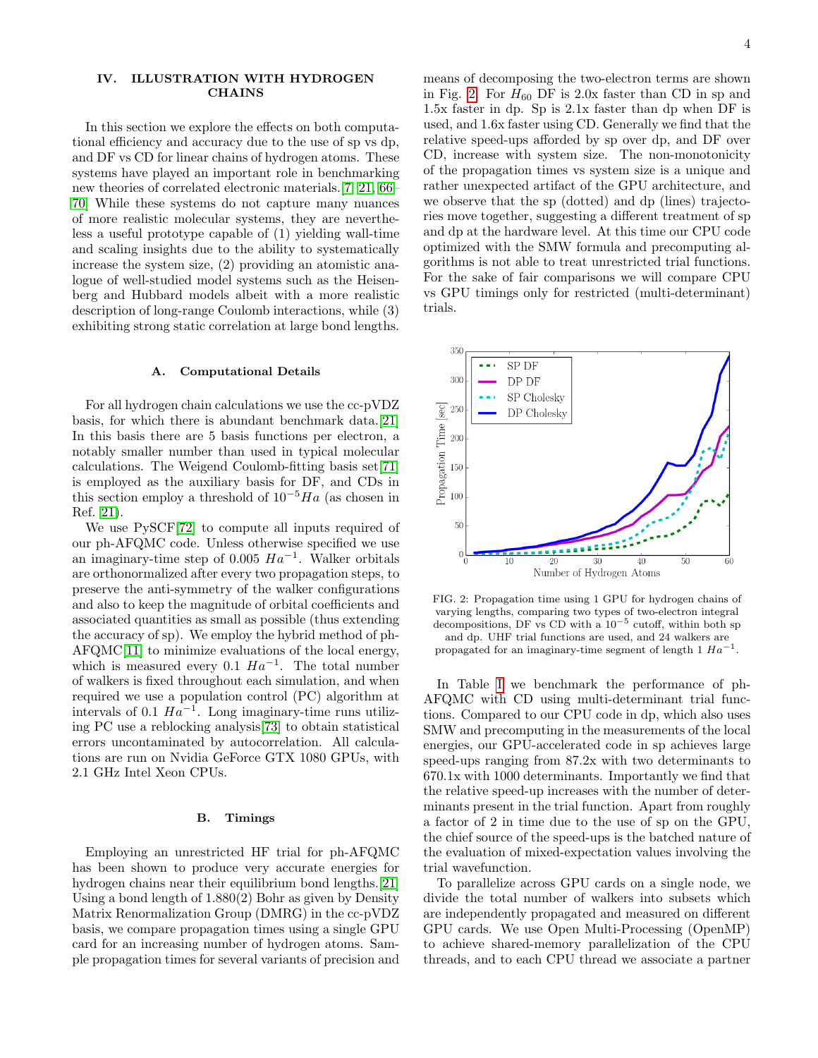## IV. ILLUSTRATION WITH HYDROGEN CHAINS

In this section we explore the effects on both computational efficiency and accuracy due to the use of sp vs dp, and DF vs CD for linear chains of hydrogen atoms. These systems have played an important role in benchmarking new theories of correlated electronic materials.[7, 21, 66–70] While these systems do not capture many nuances of more realistic molecular systems, they are nevertheless a useful prototype capable of (1) yielding wall-time and scaling insights due to the ability to systematically increase the system size, (2) providing an atomistic analogue of well-studied model systems such as the Heisenberg and Hubbard models albeit with a more realistic description of long-range Coulomb interactions, while (3) exhibiting strong static correlation at large bond lengths.

### A. Computational Details

For all hydrogen chain calculations we use the cc-pVDZ basis, for which there is abundant benchmark data.[21] In this basis there are 5 basis functions per electron, a notably smaller number than used in typical molecular calculations. The Weigend Coulomb-fitting basis set[71] is employed as the auxiliary basis for DF, and CDs in this section employ a threshold of $10^{-5} Ha$ (as chosen in Ref. [21]).

We use PySCF[72] to compute all inputs required of our ph-AFQMC code. Unless otherwise specified we use an imaginary-time step of 0.005 $Ha^{-1}$. Walker orbitals are orthonormalized after every two propagation steps, to preserve the anti-symmetry of the walker configurations and also to keep the magnitude of orbital coefficients and associated quantities as small as possible (thus extending the accuracy of sp). We employ the hybrid method of ph-AFQMC[11] to minimize evaluations of the local energy, which is measured every 0.1 $Ha^{-1}$. The total number of walkers is fixed throughout each simulation, and when required we use a population control (PC) algorithm at intervals of 0.1 $Ha^{-1}$. Long imaginary-time runs utilizing PC use a reblocking analysis[73] to obtain statistical errors uncontaminated by autocorrelation. All calculations are run on Nvidia GeForce GTX 1080 GPUs, with 2.1 GHz Intel Xeon CPUs.

### B. Timings

Employing an unrestricted HF trial for ph-AFQMC has been shown to produce very accurate energies for hydrogen chains near their equilibrium bond lengths.[21] Using a bond length of 1.880(2) Bohr as given by Density Matrix Renormalization Group (DMRG) in the cc-pVDZ basis, we compare propagation times using a single GPU card for an increasing number of hydrogen atoms. Sample propagation times for several variants of precision and means of decomposing the two-electron terms are shown in Fig. 2. For $H_{60}$ DF is 2.0x faster than CD in sp and 1.5x faster in dp. Sp is 2.1x faster than dp when DF is used, and 1.6x faster using CD. Generally we find that the relative speed-ups afforded by sp over dp, and DF over CD, increase with system size. The non-monotonicity of the propagation times vs system size is a unique and rather unexpected artifact of the GPU architecture, and we observe that the sp (dotted) and dp (lines) trajectories move together, suggesting a different treatment of sp and dp at the hardware level. At this time our CPU code optimized with the SMW formula and precomputing algorithms is not able to treat unrestricted trial functions. For the sake of fair comparisons we will compare CPU vs GPU timings only for restricted (multi-determinant) trials.

FIG. 2: Propagation time using 1 GPU for hydrogen chains of varying lengths, comparing two types of two-electron integral decompositions, DF vs CD with a $10^{-5}$ cutoff, within both sp and dp. UHF trial functions are used, and 24 walkers are propagated for an imaginary-time segment of length 1 $Ha^{-1}$.

In Table I we benchmark the performance of ph-AFQMC with CD using multi-determinant trial functions. Compared to our CPU code in dp, which also uses SMW and precomputing in the measurements of the local energies, our GPU-accelerated code in sp achieves large speed-ups ranging from 87.2x with two determinants to 670.1x with 1000 determinants. Importantly we find that the relative speed-up increases with the number of determinants present in the trial function. Apart from roughly a factor of 2 in time due to the use of sp on the GPU, the chief source of the speed-ups is the batched nature of the evaluation of mixed-expectation values involving the trial wavefunction.

To parallelize across GPU cards on a single node, we divide the total number of walkers into subsets which are independently propagated and measured on different GPU cards. We use Open Multi-Processing (OpenMP) to achieve shared-memory parallelization of the CPU threads, and to each CPU thread we associate a partner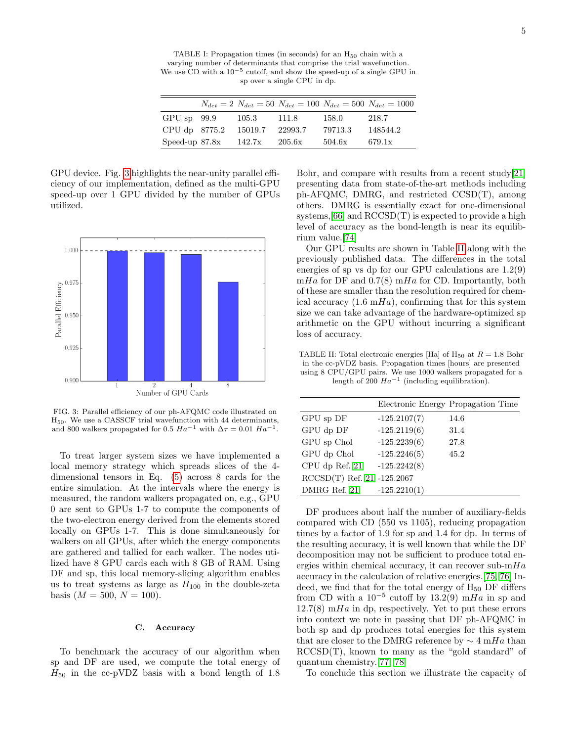TABLE I: Propagation times (in seconds) for an $H_{50}$ chain with a varying number of determinants that comprise the trial wavefunction. We use CD with a $10^{-5}$ cutoff, and show the speed-up of a single GPU in sp over a single CPU in dp.

| | $N_{det} = 2$ | $N_{det} = 50$ | $N_{det} = 100$ | $N_{det} = 500$ | $N_{det} = 1000$ |
|---|---|---|---|---|---|
| GPU sp | 99.9 | 105.3 | 111.8 | 158.0 | 218.7 |
| CPU dp | 8775.2 | 15019.7 | 22993.7 | 79713.3 | 148544.2 |
| Speed-up | 87.8x | 142.7x | 205.6x | 504.6x | 679.1x |

GPU device. Fig. 3 highlights the near-unity parallel efficiency of our implementation, defined as the multi-GPU speed-up over 1 GPU divided by the number of GPUs utilized.

FIG. 3: Parallel efficiency of our ph-AFQMC code illustrated on $H_{50}$. We use a CASSCF trial wavefunction with 44 determinants, and 800 walkers propagated for 0.5 $Ha^{-1}$ with $\Delta\tau = 0.01$ $Ha^{-1}$.

To treat larger system sizes we have implemented a local memory strategy which spreads slices of the 4-dimensional tensors in Eq. (5) across 8 cards for the entire simulation. At the intervals where the energy is measured, the random walkers propagated on, e.g., GPU 0 are sent to GPUs 1-7 to compute the components of the two-electron energy derived from the elements stored locally on GPUs 1-7. This is done simultaneously for walkers on all GPUs, after which the energy components are gathered and tallied for each walker. The nodes utilized have 8 GPU cards each with 8 GB of RAM. Using DF and sp, this local memory-slicing algorithm enables us to treat systems as large as $H_{100}$ in the double-zeta basis ($M = 500$, $N = 100$).

### C. Accuracy

To benchmark the accuracy of our algorithm when sp and DF are used, we compute the total energy of $H_{50}$ in the cc-pVDZ basis with a bond length of 1.8 Bohr, and compare with results from a recent study[21] presenting data from state-of-the-art methods including ph-AFQMC, DMRG, and restricted CCSD(T), among others. DMRG is essentially exact for one-dimensional systems,[66] and RCCSD(T) is expected to provide a high level of accuracy as the bond-length is near its equilibrium value.[74]

Our GPU results are shown in Table II along with the previously published data. The differences in the total energies of sp vs dp for our GPU calculations are 1.2(9) m$Ha$ for DF and 0.7(8) m$Ha$ for CD. Importantly, both of these are smaller than the resolution required for chemical accuracy (1.6 m$Ha$), confirming that for this system size we can take advantage of the hardware-optimized sp arithmetic on the GPU without incurring a significant loss of accuracy.

TABLE II: Total electronic energies [Ha] of $H_{50}$ at $R = 1.8$ Bohr in the cc-pVDZ basis. Propagation times [hours] are presented using 8 CPU/GPU pairs. We use 1000 walkers propagated for a length of 200 $Ha^{-1}$ (including equilibration).

| | Electronic Energy | Propagation Time |
|---|---|---|
| GPU sp DF | -125.2107(7) | 14.6 |
| GPU dp DF | -125.2119(6) | 31.4 |
| GPU sp Chol | -125.2239(6) | 27.8 |
| GPU dp Chol | -125.2246(5) | 45.2 |
| CPU dp Ref. [21] | -125.2242(8) | |
| RCCSD(T) Ref. [21] | -125.2067 | |
| DMRG Ref. [21] | -125.2210(1) | |

DF produces about half the number of auxiliary-fields compared with CD (550 vs 1105), reducing propagation times by a factor of 1.9 for sp and 1.4 for dp. In terms of the resulting accuracy, it is well known that while the DF decomposition may not be sufficient to produce total energies within chemical accuracy, it can recover sub-m$Ha$ accuracy in the calculation of relative energies.[75, 76] Indeed, we find that for the total energy of $H_{50}$ DF differs from CD with a $10^{-5}$ cutoff by 13.2(9) m$Ha$ in sp and 12.7(8) m$Ha$ in dp, respectively. Yet to put these errors into context we note in passing that DF ph-AFQMC in both sp and dp produces total energies for this system that are closer to the DMRG reference by $\sim 4$ m$Ha$ than RCCSD(T), known to many as the "gold standard" of quantum chemistry.[77, 78]

To conclude this section we illustrate the capacity of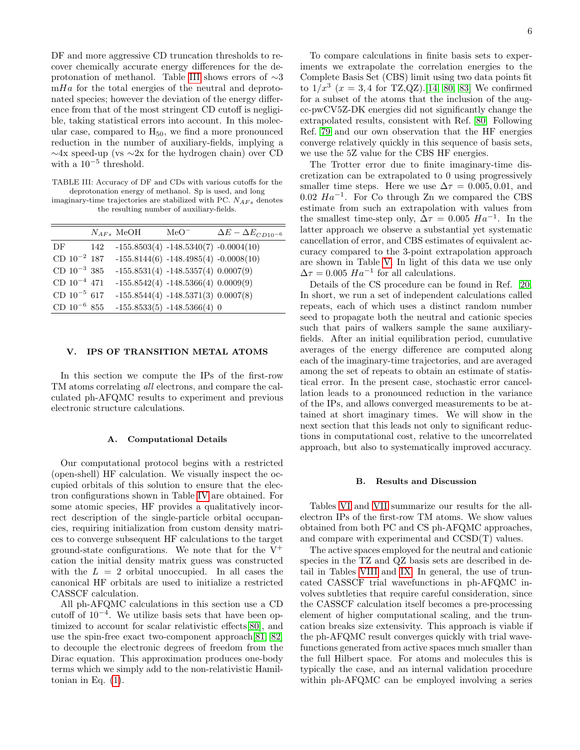DF and more aggressive CD truncation thresholds to recover chemically accurate energy differences for the deprotonation of methanol. Table III shows errors of ∼3 m$Ha$ for the total energies of the neutral and deprotonated species; however the deviation of the energy difference from that of the most stringent CD cutoff is negligible, taking statistical errors into account. In this molecular case, compared to $H_{50}$, we find a more pronounced reduction in the number of auxiliary-fields, implying a ∼4x speed-up (vs ∼2x for the hydrogen chain) over CD with a $10^{-5}$ threshold.

TABLE III: Accuracy of DF and CDs with various cutoffs for the deprotonation energy of methanol. Sp is used, and long imaginary-time trajectories are stabilized with PC. $N_{AFs}$ denotes the resulting number of auxiliary-fields.

| | $N_{AFs}$ | MeOH | $MeO^-$ | $\Delta E - \Delta E_{CD10^{-6}}$ |
|---|---|---|---|---|
| DF | 142 | -155.8503(4) | -148.5340(7) | -0.0004(10) |
| CD $10^{-2}$ | 187 | -155.8144(6) | -148.4985(4) | -0.0008(10) |
| CD $10^{-3}$ | 385 | -155.8531(4) | -148.5357(4) | 0.0007(9) |
| CD $10^{-4}$ | 471 | -155.8542(4) | -148.5366(4) | 0.0009(9) |
| CD $10^{-5}$ | 617 | -155.8544(4) | -148.5371(3) | 0.0007(8) |
| CD $10^{-6}$ | 855 | -155.8533(5) | -148.5366(4) | 0 |

## V. IPS OF TRANSITION METAL ATOMS

In this section we compute the IPs of the first-row TM atoms correlating *all* electrons, and compare the calculated ph-AFQMC results to experiment and previous electronic structure calculations.

### A. Computational Details

Our computational protocol begins with a restricted (open-shell) HF calculation. We visually inspect the occupied orbitals of this solution to ensure that the electron configurations shown in Table IV are obtained. For some atomic species, HF provides a qualitatively incorrect description of the single-particle orbital occupancies, requiring initialization from custom density matrices to converge subsequent HF calculations to the target ground-state configurations. We note that for the $V^+$ cation the initial density matrix guess was constructed with the $L = 2$ orbital unoccupied. In all cases the canonical HF orbitals are used to initialize a restricted CASSCF calculation.

All ph-AFQMC calculations in this section use a CD cutoff of $10^{-4}$. We utilize basis sets that have been optimized to account for scalar relativistic effects[80], and use the spin-free exact two-component approach[81, 82] to decouple the electronic degrees of freedom from the Dirac equation. This approximation produces one-body terms which we simply add to the non-relativistic Hamiltonian in Eq. (1).

To compare calculations in finite basis sets to experiments we extrapolate the correlation energies to the Complete Basis Set (CBS) limit using two data points fit to $1/x^3$ ($x = 3, 4$ for TZ,QZ).[14, 80, 83] We confirmed for a subset of the atoms that the inclusion of the aug-cc-pwCV5Z-DK energies did not significantly change the extrapolated results, consistent with Ref. [80]. Following Ref. 79 and our own observation that the HF energies converge relatively quickly in this sequence of basis sets, we use the 5Z value for the CBS HF energies.

The Trotter error due to finite imaginary-time discretization can be extrapolated to 0 using progressively smaller time steps. Here we use $\Delta\tau = 0.005, 0.01$, and $0.02\ Ha^{-1}$. For Co through Zn we compared the CBS estimate from such an extrapolation with values from the smallest time-step only, $\Delta\tau = 0.005\ Ha^{-1}$. In the latter approach we observe a substantial yet systematic cancellation of error, and CBS estimates of equivalent accuracy compared to the 3-point extrapolation approach are shown in Table V. In light of this data we use only $\Delta\tau = 0.005\ Ha^{-1}$ for all calculations.

Details of the CS procedure can be found in Ref. [20]. In short, we run a set of independent calculations called repeats, each of which uses a distinct random number seed to propagate both the neutral and cationic species such that pairs of walkers sample the same auxiliary-fields. After an initial equilibration period, cumulative averages of the energy difference are computed along each of the imaginary-time trajectories, and are averaged among the set of repeats to obtain an estimate of statistical error. In the present case, stochastic error cancellation leads to a pronounced reduction in the variance of the IPs, and allows converged measurements to be attained at short imaginary times. We will show in the next section that this leads not only to significant reductions in computational cost, relative to the uncorrelated approach, but also to systematically improved accuracy.

### B. Results and Discussion

Tables VI and VII summarize our results for the all-electron IPs of the first-row TM atoms. We show values obtained from both PC and CS ph-AFQMC approaches, and compare with experimental and CCSD(T) values.

The active spaces employed for the neutral and cationic species in the TZ and QZ basis sets are described in detail in Tables VIII and IX. In general, the use of truncated CASSCF trial wavefunctions in ph-AFQMC involves subtleties that require careful consideration, since the CASSCF calculation itself becomes a pre-processing element of higher computational scaling, and the truncation breaks size extensivity. This approach is viable if the ph-AFQMC result converges quickly with trial wavefunctions generated from active spaces much smaller than the full Hilbert space. For atoms and molecules this is typically the case, and an internal validation procedure within ph-AFQMC can be employed involving a series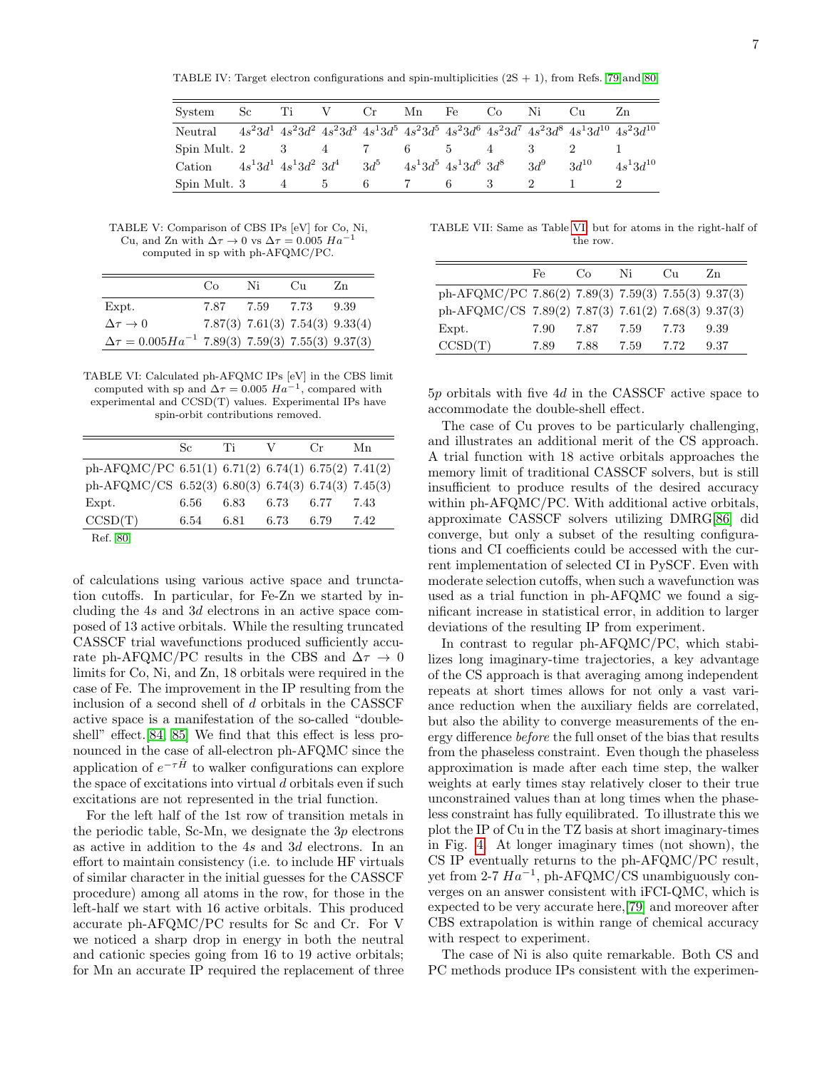TABLE IV: Target electron configurations and spin-multiplicities (2S + 1), from Refs. [79] and [80].

| System | Sc | Ti | V | Cr | Mn | Fe | Co | Ni | Cu | Zn |
|---|---|---|---|---|---|---|---|---|---|---|
| Neutral | $4s^2 3d^1$ | $4s^2 3d^2$ | $4s^2 3d^3$ | $4s^1 3d^5$ | $4s^2 3d^5$ | $4s^2 3d^6$ | $4s^2 3d^7$ | $4s^2 3d^8$ | $4s^1 3d^{10}$ | $4s^2 3d^{10}$ |
| Spin Mult. | 2 | 3 | 4 | 7 | 6 | 5 | 4 | 3 | 2 | 1 |
| Cation | $4s^1 3d^1$ | $4s^1 3d^2$ | $3d^4$ | $3d^5$ | $4s^1 3d^5$ | $4s^1 3d^6$ | $3d^8$ | $3d^9$ | $3d^{10}$ | $4s^1 3d^{10}$ |
| Spin Mult. | 3 | 4 | 5 | 6 | 7 | 6 | 3 | 2 | 1 | 2 |

TABLE V: Comparison of CBS IPs [eV] for Co, Ni, Cu, and Zn with $\Delta\tau \rightarrow 0$ vs $\Delta\tau = 0.005\ Ha^{-1}$ computed in sp with ph-AFQMC/PC.

| | Co | Ni | Cu | Zn |
|---|---|---|---|---|
| Expt. | 7.87 | 7.59 | 7.73 | 9.39 |
| $\Delta\tau \rightarrow 0$ | 7.87(3) | 7.61(3) | 7.54(3) | 9.33(4) |
| $\Delta\tau = 0.005 Ha^{-1}$ | 7.89(3) | 7.59(3) | 7.55(3) | 9.37(3) |

TABLE VI: Calculated ph-AFQMC IPs [eV] in the CBS limit computed with sp and $\Delta\tau = 0.005\ Ha^{-1}$, compared with experimental and CCSD(T) values. Experimental IPs have spin-orbit contributions removed.

| | Sc | Ti | V | Cr | Mn |
|---|---|---|---|---|---|
| ph-AFQMC/PC | 6.51(1) | 6.71(2) | 6.74(1) | 6.75(2) | 7.41(2) |
| ph-AFQMC/CS | 6.52(3) | 6.80(3) | 6.74(3) | 6.74(3) | 7.45(3) |
| Expt. | 6.56 | 6.83 | 6.73 | 6.77 | 7.43 |
| CCSD(T) | 6.54 | 6.81 | 6.73 | 6.79 | 7.42 |

Ref. [80]

TABLE VII: Same as Table VI, but for atoms in the right-half of the row.

| | Fe | Co | Ni | Cu | Zn |
|---|---|---|---|---|---|
| ph-AFQMC/PC | 7.86(2) | 7.89(3) | 7.59(3) | 7.55(3) | 9.37(3) |
| ph-AFQMC/CS | 7.89(2) | 7.87(3) | 7.61(2) | 7.68(3) | 9.37(3) |
| Expt. | 7.90 | 7.87 | 7.59 | 7.73 | 9.39 |
| CCSD(T) | 7.89 | 7.88 | 7.59 | 7.72 | 9.37 |

of calculations using various active space and truncation cutoffs. In particular, for Fe-Zn we started by including the $4s$ and $3d$ electrons in an active space composed of 13 active orbitals. While the resulting truncated CASSCF trial wavefunctions produced sufficiently accurate ph-AFQMC/PC results in the CBS and $\Delta\tau \rightarrow 0$ limits for Co, Ni, and Zn, 18 orbitals were required in the case of Fe. The improvement in the IP resulting from the inclusion of a second shell of $d$ orbitals in the CASSCF active space is a manifestation of the so-called "double-shell" effect.[84, 85] We find that this effect is less pronounced in the case of all-electron ph-AFQMC since the application of $e^{-\tau\hat{H}}$ to walker configurations can explore the space of excitations into virtual $d$ orbitals even if such excitations are not represented in the trial function.

For the left half of the 1st row of transition metals in the periodic table, Sc-Mn, we designate the $3p$ electrons as active in addition to the $4s$ and $3d$ electrons. In an effort to maintain consistency (i.e. to include HF virtuals of similar character in the initial guesses for the CASSCF procedure) among all atoms in the row, for those in the left-half we start with 16 active orbitals. This produced accurate ph-AFQMC/PC results for Sc and Cr. For V we noticed a sharp drop in energy in both the neutral and cationic species going from 16 to 19 active orbitals; for Mn an accurate IP required the replacement of three $5p$ orbitals with five $4d$ in the CASSCF active space to accommodate the double-shell effect.

The case of Cu proves to be particularly challenging, and illustrates an additional merit of the CS approach. A trial function with 18 active orbitals approaches the memory limit of traditional CASSCF solvers, but is still insufficient to produce results of the desired accuracy within ph-AFQMC/PC. With additional active orbitals, approximate CASSCF solvers utilizing DMRG[86] did converge, but only a subset of the resulting configurations and CI coefficients could be accessed with the current implementation of selected CI in PySCF. Even with moderate selection cutoffs, when such a wavefunction was used as a trial function in ph-AFQMC we found a significant increase in statistical error, in addition to larger deviations of the resulting IP from experiment.

In contrast to regular ph-AFQMC/PC, which stabilizes long imaginary-time trajectories, a key advantage of the CS approach is that averaging among independent repeats at short times allows for not only a vast variance reduction when the auxiliary fields are correlated, but also the ability to converge measurements of the energy difference *before* the full onset of the bias that results from the phaseless constraint. Even though the phaseless approximation is made after each time step, the walker weights at early times stay relatively closer to their true unconstrained values than at long times when the phaseless constraint has fully equilibrated. To illustrate this we plot the IP of Cu in the TZ basis at short imaginary-times in Fig. 4. At longer imaginary times (not shown), the CS IP eventually returns to the ph-AFQMC/PC result, yet from 2-7 $Ha^{-1}$, ph-AFQMC/CS unambiguously converges on an answer consistent with iFCI-QMC, which is expected to be very accurate here,[79] and moreover after CBS extrapolation is within range of chemical accuracy with respect to experiment.

The case of Ni is also quite remarkable. Both CS and PC methods produce IPs consistent with the experimen-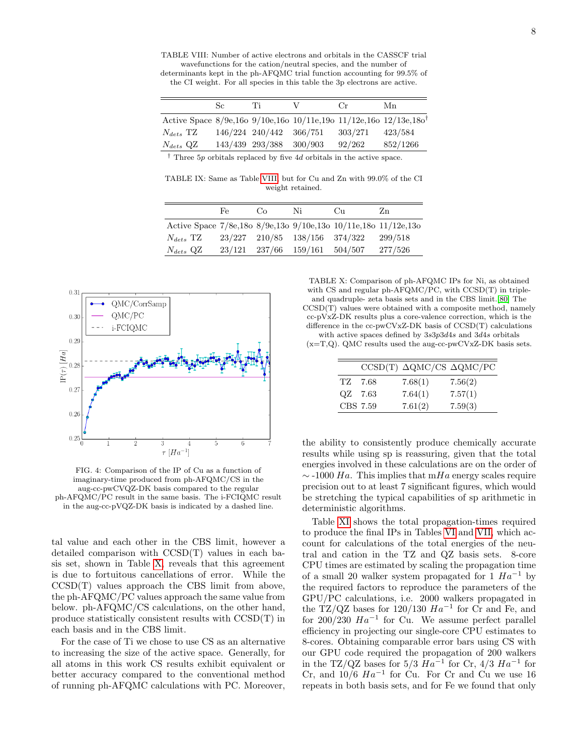TABLE VIII: Number of active electrons and orbitals in the CASSCF trial wavefunctions for the cation/neutral species, and the number of determinants kept in the ph-AFQMC trial function accounting for 99.5% of the CI weight. For all species in this table the 3p electrons are active.

| | Sc | Ti | V | Cr | Mn |
|---|---|---|---|---|---|
| Active Space | 8/9e,16o | 9/10e,16o | 10/11e,19o | 11/12e,16o | 12/13e,18o[†] |
| $N_{dets}$ TZ | 146/224 | 240/442 | 366/751 | 303/271 | 423/584 |
| $N_{dets}$ QZ | 143/439 | 293/388 | 300/903 | 92/262 | 852/1266 |

[†] Three 5p orbitals replaced by five 4d orbitals in the active space.

TABLE IX: Same as Table VIII, but for Cu and Zn with 99.0% of the CI weight retained.

| | Fe | Co | Ni | Cu | Zn |
|---|---|---|---|---|---|
| Active Space | 7/8e,18o | 8/9e,13o | 9/10e,13o | 10/11e,18o | 11/12e,13o |
| $N_{dets}$ TZ | 23/227 | 210/85 | 138/156 | 374/322 | 299/518 |
| $N_{dets}$ QZ | 23/121 | 237/66 | 159/161 | 504/507 | 277/526 |

FIG. 4: Comparison of the IP of Cu as a function of imaginary-time produced from ph-AFQMC/CS in the aug-cc-pwCVQZ-DK basis compared to the regular ph-AFQMC/PC result in the same basis. The i-FCIQMC result in the aug-cc-pVQZ-DK basis is indicated by a dashed line.

tal value and each other in the CBS limit, however a detailed comparison with CCSD(T) values in each basis set, shown in Table X, reveals that this agreement is due to fortuitous cancellations of error. While the CCSD(T) values approach the CBS limit from above, the ph-AFQMC/PC values approach the same value from below. ph-AFQMC/CS calculations, on the other hand, produce statistically consistent results with CCSD(T) in each basis and in the CBS limit.

For the case of Ti we chose to use CS as an alternative to increasing the size of the active space. Generally, for all atoms in this work CS results exhibit equivalent or better accuracy compared to the conventional method of running ph-AFQMC calculations with PC. Moreover,

TABLE X: Comparison of ph-AFQMC IPs for Ni, as obtained with CS and regular ph-AFQMC/PC, with CCSD(T) in triple- and quadruple- zeta basis sets and in the CBS limit.[80] The CCSD(T) values were obtained with a composite method, namely cc-pVxZ-DK results plus a core-valence correction, which is the difference in the cc-pwCVxZ-DK basis of CCSD(T) calculations with active spaces defined by $3s3p3d4s$ and $3d4s$ orbitals (x=T,Q). QMC results used the aug-cc-pwCVxZ-DK basis sets.

| | CCSD(T) | ΔQMC/CS | ΔQMC/PC |
|---|---|---|---|
| TZ | 7.68 | 7.68(1) | 7.56(2) |
| QZ | 7.63 | 7.64(1) | 7.57(1) |
| CBS | 7.59 | 7.61(2) | 7.59(3) |

the ability to consistently produce chemically accurate results while using sp is reassuring, given that the total energies involved in these calculations are on the order of $\sim$-1000 $Ha$. This implies that m$Ha$ energy scales require precision out to at least 7 significant figures, which would be stretching the typical capabilities of sp arithmetic in deterministic algorithms.

Table XI shows the total propagation-times required to produce the final IPs in Tables VI and VII, which account for calculations of the total energies of the neutral and cation in the TZ and QZ basis sets. 8-core CPU times are estimated by scaling the propagation time of a small 20 walker system propagated for 1 $Ha^{-1}$ by the required factors to reproduce the parameters of the GPU/PC calculations, i.e. 2000 walkers propagated in the TZ/QZ bases for 120/130 $Ha^{-1}$ for Cr and Fe, and for 200/230 $Ha^{-1}$ for Cu. We assume perfect parallel efficiency in projecting our single-core CPU estimates to 8-cores. Obtaining comparable error bars using CS with our GPU code required the propagation of 200 walkers in the TZ/QZ bases for 5/3 $Ha^{-1}$ for Cr, 4/3 $Ha^{-1}$ for Cr, and 10/6 $Ha^{-1}$ for Cu. For Cr and Cu we use 16 repeats in both basis sets, and for Fe we found that only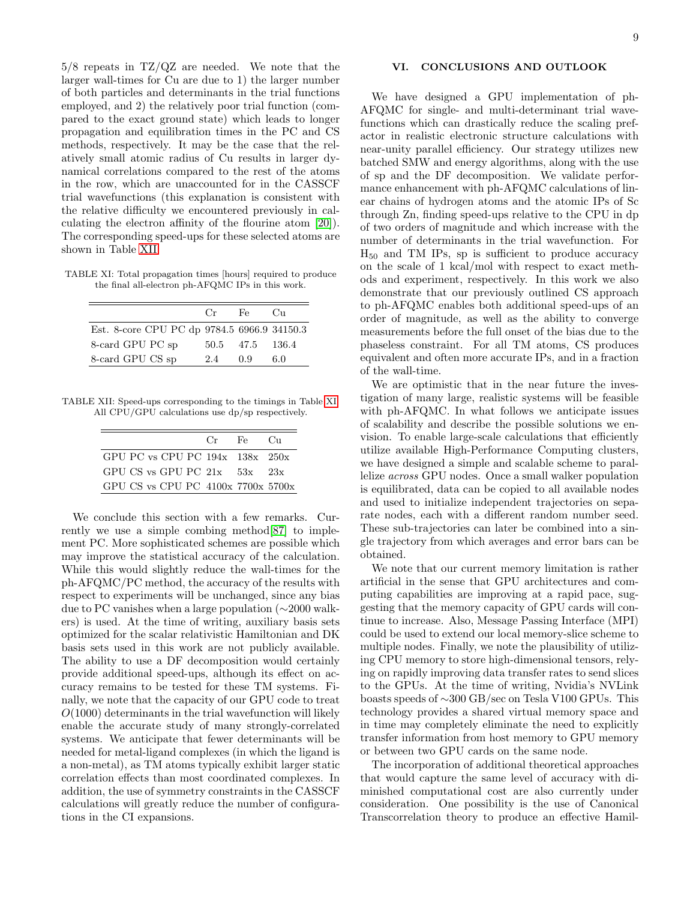5/8 repeats in TZ/QZ are needed. We note that the larger wall-times for Cu are due to 1) the larger number of both particles and determinants in the trial functions employed, and 2) the relatively poor trial function (compared to the exact ground state) which leads to longer propagation and equilibration times in the PC and CS methods, respectively. It may be the case that the relatively small atomic radius of Cu results in larger dynamical correlations compared to the rest of the atoms in the row, which are unaccounted for in the CASSCF trial wavefunctions (this explanation is consistent with the relative difficulty we encountered previously in calculating the electron affinity of the flourine atom [20]). The corresponding speed-ups for these selected atoms are shown in Table XII.

TABLE XI: Total propagation times [hours] required to produce the final all-electron ph-AFQMC IPs in this work.

| | Cr | Fe | Cu |
|---|---|---|---|
| Est. 8-core CPU PC dp | 9784.5 | 6966.9 | 34150.3 |
| 8-card GPU PC sp | 50.5 | 47.5 | 136.4 |
| 8-card GPU CS sp | 2.4 | 0.9 | 6.0 |

TABLE XII: Speed-ups corresponding to the timings in Table XI. All CPU/GPU calculations use dp/sp respectively.

| | Cr | Fe | Cu |
|---|---|---|---|
| GPU PC vs CPU PC | 194x | 138x | 250x |
| GPU CS vs GPU PC | 21x | 53x | 23x |
| GPU CS vs CPU PC | 4100x | 7700x | 5700x |

We conclude this section with a few remarks. Currently we use a simple combing method[87] to implement PC. More sophisticated schemes are possible which may improve the statistical accuracy of the calculation. While this would slightly reduce the wall-times for the ph-AFQMC/PC method, the accuracy of the results with respect to experiments will be unchanged, since any bias due to PC vanishes when a large population (∼2000 walkers) is used. At the time of writing, auxiliary basis sets optimized for the scalar relativistic Hamiltonian and DK basis sets used in this work are not publicly available. The ability to use a DF decomposition would certainly provide additional speed-ups, although its effect on accuracy remains to be tested for these TM systems. Finally, we note that the capacity of our GPU code to treat $O(1000)$ determinants in the trial wavefunction will likely enable the accurate study of many strongly-correlated systems. We anticipate that fewer determinants will be needed for metal-ligand complexes (in which the ligand is a non-metal), as TM atoms typically exhibit larger static correlation effects than most coordinated complexes. In addition, the use of symmetry constraints in the CASSCF calculations will greatly reduce the number of configurations in the CI expansions.

## VI. CONCLUSIONS AND OUTLOOK

We have designed a GPU implementation of ph-AFQMC for single- and multi-determinant trial wavefunctions which can drastically reduce the scaling prefactor in realistic electronic structure calculations with near-unity parallel efficiency. Our strategy utilizes new batched SMW and energy algorithms, along with the use of sp and the DF decomposition. We validate performance enhancement with ph-AFQMC calculations of linear chains of hydrogen atoms and the atomic IPs of Sc through Zn, finding speed-ups relative to the CPU in dp of two orders of magnitude and which increase with the number of determinants in the trial wavefunction. For $H_{50}$ and TM IPs, sp is sufficient to produce accuracy on the scale of 1 kcal/mol with respect to exact methods and experiment, respectively. In this work we also demonstrate that our previously outlined CS approach to ph-AFQMC enables both additional speed-ups of an order of magnitude, as well as the ability to converge measurements before the full onset of the bias due to the phaseless constraint. For all TM atoms, CS produces equivalent and often more accurate IPs, and in a fraction of the wall-time.

We are optimistic that in the near future the investigation of many large, realistic systems will be feasible with ph-AFQMC. In what follows we anticipate issues of scalability and describe the possible solutions we envision. To enable large-scale calculations that efficiently utilize available High-Performance Computing clusters, we have designed a simple and scalable scheme to parallelize *across* GPU nodes. Once a small walker population is equilibrated, data can be copied to all available nodes and used to initialize independent trajectories on separate nodes, each with a different random number seed. These sub-trajectories can later be combined into a single trajectory from which averages and error bars can be obtained.

We note that our current memory limitation is rather artificial in the sense that GPU architectures and computing capabilities are improving at a rapid pace, suggesting that the memory capacity of GPU cards will continue to increase. Also, Message Passing Interface (MPI) could be used to extend our local memory-slice scheme to multiple nodes. Finally, we note the plausibility of utilizing CPU memory to store high-dimensional tensors, relying on rapidly improving data transfer rates to send slices to the GPUs. At the time of writing, Nvidia's NVLink boasts speeds of ∼300 GB/sec on Tesla V100 GPUs. This technology provides a shared virtual memory space and in time may completely eliminate the need to explicitly transfer information from host memory to GPU memory or between two GPU cards on the same node.

The incorporation of additional theoretical approaches that would capture the same level of accuracy with diminished computational cost are also currently under consideration. One possibility is the use of Canonical Transcorrelation theory to produce an effective Hamil-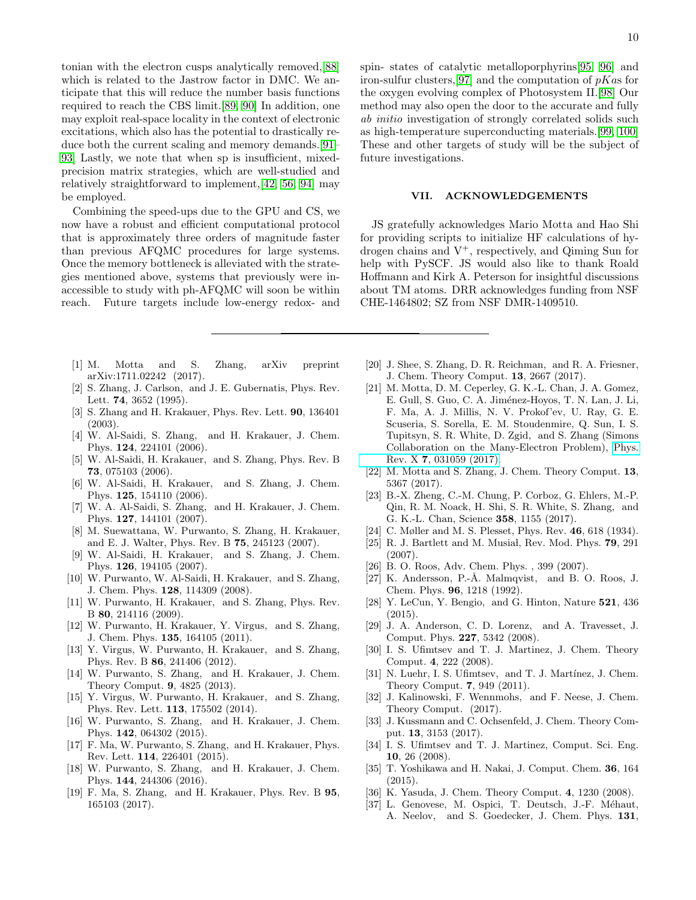tonian with the electron cusps analytically removed,[88] which is related to the Jastrow factor in DMC. We anticipate that this will reduce the number basis functions required to reach the CBS limit.[89, 90] In addition, one may exploit real-space locality in the context of electronic excitations, which also has the potential to drastically reduce both the current scaling and memory demands.[91–93] Lastly, we note that when sp is insufficient, mixed-precision matrix strategies, which are well-studied and relatively straightforward to implement,[42, 56, 94] may be employed.

Combining the speed-ups due to the GPU and CS, we now have a robust and efficient computational protocol that is approximately three orders of magnitude faster than previous AFQMC procedures for large systems. Once the memory bottleneck is alleviated with the strategies mentioned above, systems that previously were inaccessible to study with ph-AFQMC will soon be within reach. Future targets include low-energy redox- and spin- states of catalytic metalloporphyrins[95, 96] and iron-sulfur clusters,[97] and the computation of $pKa$s for the oxygen evolving complex of Photosystem II.[98] Our method may also open the door to the accurate and fully *ab initio* investigation of strongly correlated solids such as high-temperature superconducting materials.[99, 100] These and other targets of study will be the subject of future investigations.

## VII. ACKNOWLEDGEMENTS

JS gratefully acknowledges Mario Motta and Hao Shi for providing scripts to initialize HF calculations of hydrogen chains and $V^+$, respectively, and Qiming Sun for help with PySCF. JS would also like to thank Roald Hoffmann and Kirk A. Peterson for insightful discussions about TM atoms. DRR acknowledges funding from NSF CHE-1464802; SZ from NSF DMR-1409510.

---

[1] M. Motta and S. Zhang, arXiv preprint arXiv:1711.02242 (2017).
[2] S. Zhang, J. Carlson, and J. E. Gubernatis, Phys. Rev. Lett. **74**, 3652 (1995).
[3] S. Zhang and H. Krakauer, Phys. Rev. Lett. **90**, 136401 (2003).
[4] W. Al-Saidi, S. Zhang, and H. Krakauer, J. Chem. Phys. **124**, 224101 (2006).
[5] W. Al-Saidi, H. Krakauer, and S. Zhang, Phys. Rev. B **73**, 075103 (2006).
[6] W. Al-Saidi, H. Krakauer, and S. Zhang, J. Chem. Phys. **125**, 154110 (2006).
[7] W. A. Al-Saidi, S. Zhang, and H. Krakauer, J. Chem. Phys. **127**, 144101 (2007).
[8] M. Suewattana, W. Purwanto, S. Zhang, H. Krakauer, and E. J. Walter, Phys. Rev. B **75**, 245123 (2007).
[9] W. Al-Saidi, H. Krakauer, and S. Zhang, J. Chem. Phys. **126**, 194105 (2007).
[10] W. Purwanto, W. Al-Saidi, H. Krakauer, and S. Zhang, J. Chem. Phys. **128**, 114309 (2008).
[11] W. Purwanto, H. Krakauer, and S. Zhang, Phys. Rev. B **80**, 214116 (2009).
[12] W. Purwanto, H. Krakauer, Y. Virgus, and S. Zhang, J. Chem. Phys. **135**, 164105 (2011).
[13] Y. Virgus, W. Purwanto, H. Krakauer, and S. Zhang, Phys. Rev. B **86**, 241406 (2012).
[14] W. Purwanto, S. Zhang, and H. Krakauer, J. Chem. Theory Comput. **9**, 4825 (2013).
[15] Y. Virgus, W. Purwanto, H. Krakauer, and S. Zhang, Phys. Rev. Lett. **113**, 175502 (2014).
[16] W. Purwanto, S. Zhang, and H. Krakauer, J. Chem. Phys. **142**, 064302 (2015).
[17] F. Ma, W. Purwanto, S. Zhang, and H. Krakauer, Phys. Rev. Lett. **114**, 226401 (2015).
[18] W. Purwanto, S. Zhang, and H. Krakauer, J. Chem. Phys. **144**, 244306 (2016).
[19] F. Ma, S. Zhang, and H. Krakauer, Phys. Rev. B **95**, 165103 (2017).
[20] J. Shee, S. Zhang, D. R. Reichman, and R. A. Friesner, J. Chem. Theory Comput. **13**, 2667 (2017).
[21] M. Motta, D. M. Ceperley, G. K.-L. Chan, J. A. Gomez, E. Gull, S. Guo, C. A. Jiménez-Hoyos, T. N. Lan, J. Li, F. Ma, A. J. Millis, N. V. Prokof'ev, U. Ray, G. E. Scuseria, S. Sorella, E. M. Stoudenmire, Q. Sun, I. S. Tupitsyn, S. R. White, D. Zgid, and S. Zhang (Simons Collaboration on the Many-Electron Problem), Phys. Rev. X **7**, 031059 (2017).
[22] M. Motta and S. Zhang, J. Chem. Theory Comput. **13**, 5367 (2017).
[23] B.-X. Zheng, C.-M. Chung, P. Corboz, G. Ehlers, M.-P. Qin, R. M. Noack, H. Shi, S. R. White, S. Zhang, and G. K.-L. Chan, Science **358**, 1155 (2017).
[24] C. Møller and M. S. Plesset, Phys. Rev. **46**, 618 (1934).
[25] R. J. Bartlett and M. Musiał, Rev. Mod. Phys. **79**, 291 (2007).
[26] B. O. Roos, Adv. Chem. Phys. , 399 (2007).
[27] K. Andersson, P.-Å. Malmqvist, and B. O. Roos, J. Chem. Phys. **96**, 1218 (1992).
[28] Y. LeCun, Y. Bengio, and G. Hinton, Nature **521**, 436 (2015).
[29] J. A. Anderson, C. D. Lorenz, and A. Travesset, J. Comput. Phys. **227**, 5342 (2008).
[30] I. S. Ufimtsev and T. J. Martinez, J. Chem. Theory Comput. **4**, 222 (2008).
[31] N. Luehr, I. S. Ufimtsev, and T. J. Martínez, J. Chem. Theory Comput. **7**, 949 (2011).
[32] J. Kalinowski, F. Wennmohs, and F. Neese, J. Chem. Theory Comput. (2017).
[33] J. Kussmann and C. Ochsenfeld, J. Chem. Theory Comput. **13**, 3153 (2017).
[34] I. S. Ufimtsev and T. J. Martinez, Comput. Sci. Eng. **10**, 26 (2008).
[35] T. Yoshikawa and H. Nakai, J. Comput. Chem. **36**, 164 (2015).
[36] K. Yasuda, J. Chem. Theory Comput. **4**, 1230 (2008).
[37] L. Genovese, M. Ospici, T. Deutsch, J.-F. Méhaut, A. Neelov, and S. Goedecker, J. Chem. Phys. **131**,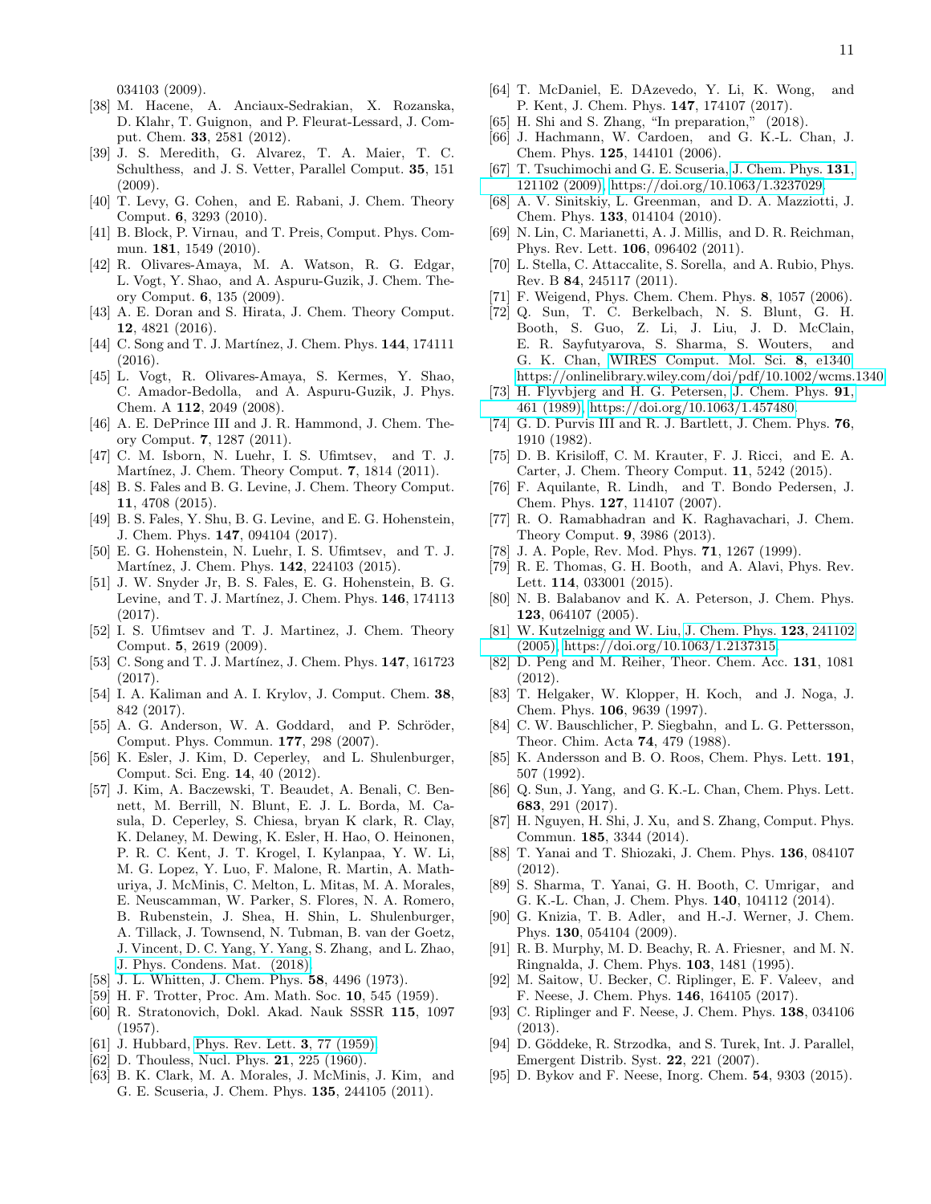034103 (2009).

[38] M. Hacene, A. Anciaux-Sedrakian, X. Rozanska, D. Klahr, T. Guignon, and P. Fleurat-Lessard, J. Comput. Chem. **33**, 2581 (2012).

[39] J. S. Meredith, G. Alvarez, T. A. Maier, T. C. Schulthess, and J. S. Vetter, Parallel Comput. **35**, 151 (2009).

[40] T. Levy, G. Cohen, and E. Rabani, J. Chem. Theory Comput. **6**, 3293 (2010).

[41] B. Block, P. Virnau, and T. Preis, Comput. Phys. Commun. **181**, 1549 (2010).

[42] R. Olivares-Amaya, M. A. Watson, R. G. Edgar, L. Vogt, Y. Shao, and A. Aspuru-Guzik, J. Chem. Theory Comput. **6**, 135 (2009).

[43] A. E. Doran and S. Hirata, J. Chem. Theory Comput. **12**, 4821 (2016).

[44] C. Song and T. J. Martínez, J. Chem. Phys. **144**, 174111 (2016).

[45] L. Vogt, R. Olivares-Amaya, S. Kermes, Y. Shao, C. Amador-Bedolla, and A. Aspuru-Guzik, J. Phys. Chem. A **112**, 2049 (2008).

[46] A. E. DePrince III and J. R. Hammond, J. Chem. Theory Comput. **7**, 1287 (2011).

[47] C. M. Isborn, N. Luehr, I. S. Ufimtsev, and T. J. Martínez, J. Chem. Theory Comput. **7**, 1814 (2011).

[48] B. S. Fales and B. G. Levine, J. Chem. Theory Comput. **11**, 4708 (2015).

[49] B. S. Fales, Y. Shu, B. G. Levine, and E. G. Hohenstein, J. Chem. Phys. **147**, 094104 (2017).

[50] E. G. Hohenstein, N. Luehr, I. S. Ufimtsev, and T. J. Martínez, J. Chem. Phys. **142**, 224103 (2015).

[51] J. W. Snyder Jr, B. S. Fales, E. G. Hohenstein, B. G. Levine, and T. J. Martínez, J. Chem. Phys. **146**, 174113 (2017).

[52] I. S. Ufimtsev and T. J. Martinez, J. Chem. Theory Comput. **5**, 2619 (2009).

[53] C. Song and T. J. Martínez, J. Chem. Phys. **147**, 161723 (2017).

[54] I. A. Kaliman and A. I. Krylov, J. Comput. Chem. **38**, 842 (2017).

[55] A. G. Anderson, W. A. Goddard, and P. Schröder, Comput. Phys. Commun. **177**, 298 (2007).

[56] K. Esler, J. Kim, D. Ceperley, and L. Shulenburger, Comput. Sci. Eng. **14**, 40 (2012).

[57] J. Kim, A. Baczewski, T. Beaudet, A. Benali, C. Bennett, M. Berrill, N. Blunt, E. J. L. Borda, M. Casula, D. Ceperley, S. Chiesa, bryan K clark, R. Clay, K. Delaney, M. Dewing, K. Esler, H. Hao, O. Heinonen, P. R. C. Kent, J. T. Krogel, I. Kylanpaa, Y. W. Li, M. G. Lopez, Y. Luo, F. Malone, R. Martin, A. Mathuriya, J. McMinis, C. Melton, L. Mitas, M. A. Morales, E. Neuscamman, W. Parker, S. Flores, N. A. Romero, B. Rubenstein, J. Shea, H. Shin, L. Shulenburger, A. Tillack, J. Townsend, N. Tubman, B. van der Goetz, J. Vincent, D. C. Yang, Y. Yang, S. Zhang, and L. Zhao, J. Phys. Condens. Mat. (2018).

[58] J. L. Whitten, J. Chem. Phys. **58**, 4496 (1973).

[59] H. F. Trotter, Proc. Am. Math. Soc. **10**, 545 (1959).

[60] R. Stratonovich, Dokl. Akad. Nauk SSSR **115**, 1097 (1957).

[61] J. Hubbard, Phys. Rev. Lett. **3**, 77 (1959).

[62] D. Thouless, Nucl. Phys. **21**, 225 (1960).

[63] B. K. Clark, M. A. Morales, J. McMinis, J. Kim, and G. E. Scuseria, J. Chem. Phys. **135**, 244105 (2011).

[64] T. McDaniel, E. DAzevedo, Y. Li, K. Wong, and P. Kent, J. Chem. Phys. **147**, 174107 (2017).

[65] H. Shi and S. Zhang, "In preparation," (2018).

[66] J. Hachmann, W. Cardoen, and G. K.-L. Chan, J. Chem. Phys. **125**, 144101 (2006).

[67] T. Tsuchimochi and G. E. Scuseria, J. Chem. Phys. **131**, 121102 (2009), https://doi.org/10.1063/1.3237029.

[68] A. V. Sinitskiy, L. Greenman, and D. A. Mazziotti, J. Chem. Phys. **133**, 014104 (2010).

[69] N. Lin, C. Marianetti, A. J. Millis, and D. R. Reichman, Phys. Rev. Lett. **106**, 096402 (2011).

[70] L. Stella, C. Attaccalite, S. Sorella, and A. Rubio, Phys. Rev. B **84**, 245117 (2011).

[71] F. Weigend, Phys. Chem. Chem. Phys. **8**, 1057 (2006).

[72] Q. Sun, T. C. Berkelbach, N. S. Blunt, G. H. Booth, S. Guo, Z. Li, J. Liu, J. D. McClain, E. R. Sayfutyarova, S. Sharma, S. Wouters, and G. K. Chan, WIRES Comput. Mol. Sci. **8**, e1340, https://onlinelibrary.wiley.com/doi/pdf/10.1002/wcms.1340.

[73] H. Flyvbjerg and H. G. Petersen, J. Chem. Phys. **91**, 461 (1989), https://doi.org/10.1063/1.457480.

[74] G. D. Purvis III and R. J. Bartlett, J. Chem. Phys. **76**, 1910 (1982).

[75] D. B. Krisiloff, C. M. Krauter, F. J. Ricci, and E. A. Carter, J. Chem. Theory Comput. **11**, 5242 (2015).

[76] F. Aquilante, R. Lindh, and T. Bondo Pedersen, J. Chem. Phys. **127**, 114107 (2007).

[77] R. O. Ramabhadran and K. Raghavachari, J. Chem. Theory Comput. **9**, 3986 (2013).

[78] J. A. Pople, Rev. Mod. Phys. **71**, 1267 (1999).

[79] R. E. Thomas, G. H. Booth, and A. Alavi, Phys. Rev. Lett. **114**, 033001 (2015).

[80] N. B. Balabanov and K. A. Peterson, J. Chem. Phys. **123**, 064107 (2005).

[81] W. Kutzelnigg and W. Liu, J. Chem. Phys. **123**, 241102 (2005), https://doi.org/10.1063/1.2137315.

[82] D. Peng and M. Reiher, Theor. Chem. Acc. **131**, 1081 (2012).

[83] T. Helgaker, W. Klopper, H. Koch, and J. Noga, J. Chem. Phys. **106**, 9639 (1997).

[84] C. W. Bauschlicher, P. Siegbahn, and L. G. Pettersson, Theor. Chim. Acta **74**, 479 (1988).

[85] K. Andersson and B. O. Roos, Chem. Phys. Lett. **191**, 507 (1992).

[86] Q. Sun, J. Yang, and G. K.-L. Chan, Chem. Phys. Lett. **683**, 291 (2017).

[87] H. Nguyen, H. Shi, J. Xu, and S. Zhang, Comput. Phys. Commun. **185**, 3344 (2014).

[88] T. Yanai and T. Shiozaki, J. Chem. Phys. **136**, 084107 (2012).

[89] S. Sharma, T. Yanai, G. H. Booth, C. Umrigar, and G. K.-L. Chan, J. Chem. Phys. **140**, 104112 (2014).

[90] G. Knizia, T. B. Adler, and H.-J. Werner, J. Chem. Phys. **130**, 054104 (2009).

[91] R. B. Murphy, M. D. Beachy, R. A. Friesner, and M. N. Ringnalda, J. Chem. Phys. **103**, 1481 (1995).

[92] M. Saitow, U. Becker, C. Riplinger, E. F. Valeev, and F. Neese, J. Chem. Phys. **146**, 164105 (2017).

[93] C. Riplinger and F. Neese, J. Chem. Phys. **138**, 034106 (2013).

[94] D. Göddeke, R. Strzodka, and S. Turek, Int. J. Parallel, Emergent Distrib. Syst. **22**, 221 (2007).

[95] D. Bykov and F. Neese, Inorg. Chem. **54**, 9303 (2015).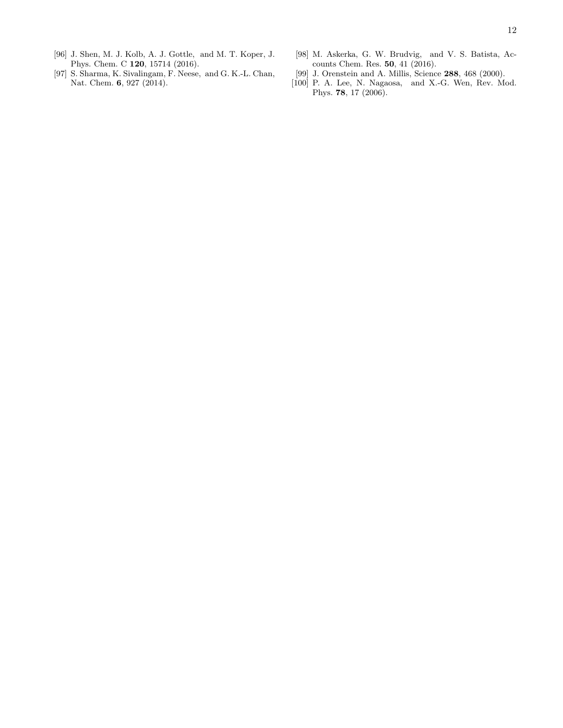[96] J. Shen, M. J. Kolb, A. J. Gottle, and M. T. Koper, J. Phys. Chem. C **120**, 15714 (2016).

[97] S. Sharma, K. Sivalingam, F. Neese, and G. K.-L. Chan, Nat. Chem. **6**, 927 (2014).

[98] M. Askerka, G. W. Brudvig, and V. S. Batista, Accounts Chem. Res. **50**, 41 (2016).

[99] J. Orenstein and A. Millis, Science **288**, 468 (2000).

[100] P. A. Lee, N. Nagaosa, and X.-G. Wen, Rev. Mod. Phys. **78**, 17 (2006).